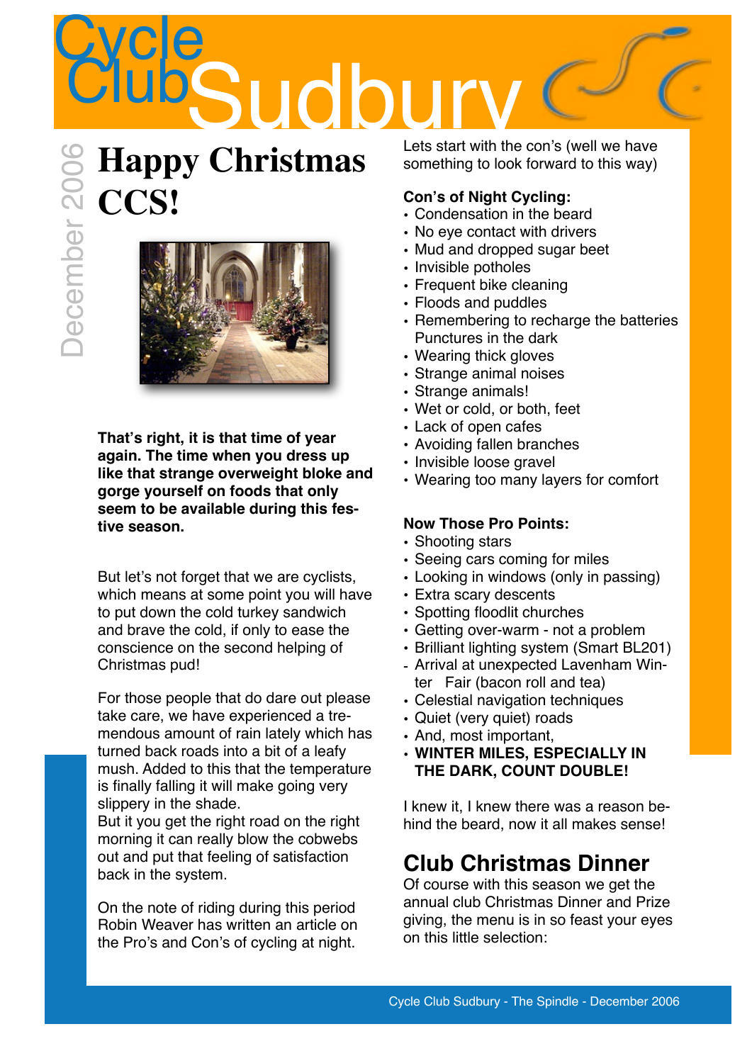# Cycle Club Sudbury

December 2006

## Happy Christmas CCS!

**That's right, it is that time of year again. The time when you dress up like that strange overweight bloke and gorge yourself on foods that only seem to be available during this festive season.**

But let's not forget that we are cyclists, which means at some point you will have to put down the cold turkey sandwich and brave the cold, if only to ease the conscience on the second helping of Christmas pud!

For those people that do dare out please take care, we have experienced a tremendous amount of rain lately which has turned back roads into a bit of a leafy mush. Added to this that the temperature is finally falling it will make going very slippery in the shade.
But it you get the right road on the right morning it can really blow the cobwebs out and put that feeling of satisfaction back in the system.

On the note of riding during this period Robin Weaver has written an article on the Pro's and Con's of cycling at night.

Lets start with the con's (well we have something to look forward to this way)

**Con's of Night Cycling:**

- Condensation in the beard
- No eye contact with drivers
- Mud and dropped sugar beet
- Invisible potholes
- Frequent bike cleaning
- Floods and puddles
- Remembering to recharge the batteries Punctures in the dark
- Wearing thick gloves
- Strange animal noises
- Strange animals!
- Wet or cold, or both, feet
- Lack of open cafes
- Avoiding fallen branches
- Invisible loose gravel
- Wearing too many layers for comfort

**Now Those Pro Points:**

- Shooting stars
- Seeing cars coming for miles
- Looking in windows (only in passing)
- Extra scary descents
- Spotting floodlit churches
- Getting over-warm - not a problem
- Brilliant lighting system (Smart BL201)
- Arrival at unexpected Lavenham Winter Fair (bacon roll and tea)
- Celestial navigation techniques
- Quiet (very quiet) roads
- And, most important,
- **WINTER MILES, ESPECIALLY IN THE DARK, COUNT DOUBLE!**

I knew it, I knew there was a reason behind the beard, now it all makes sense!

## Club Christmas Dinner

Of course with this season we get the annual club Christmas Dinner and Prize giving, the menu is in so feast your eyes on this little selection: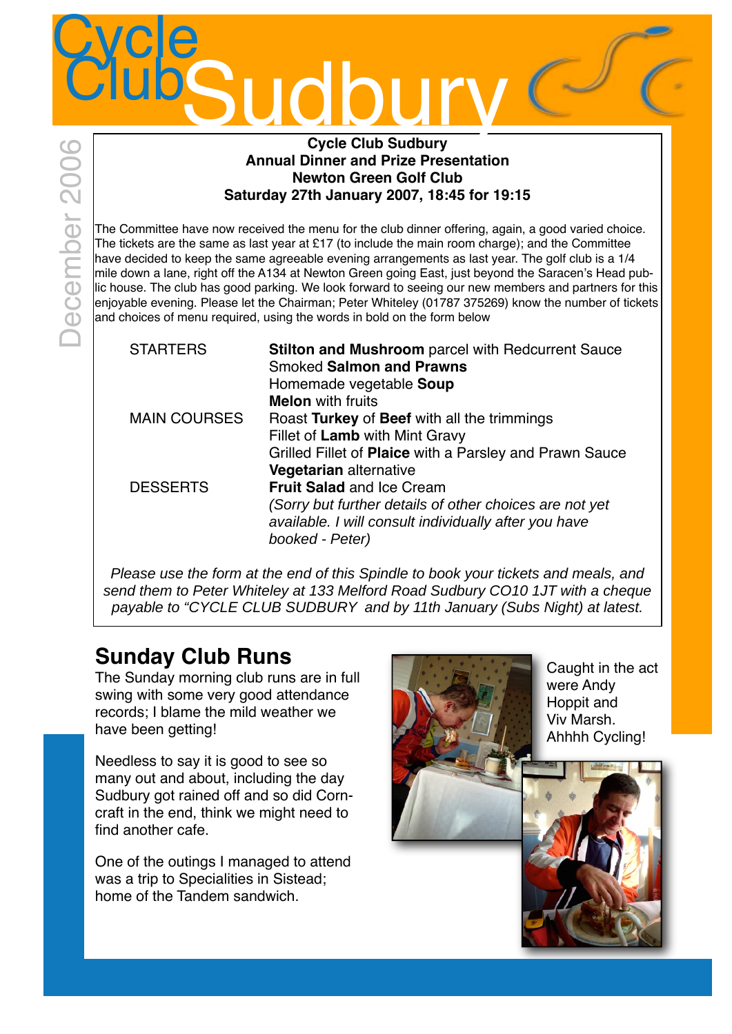# Cycle Club Sudbury

December 2006

**Cycle Club Sudbury**
**Annual Dinner and Prize Presentation**
**Newton Green Golf Club**
**Saturday 27th January 2007, 18:45 for 19:15**

The Committee have now received the menu for the club dinner offering, again, a good varied choice. The tickets are the same as last year at £17 (to include the main room charge); and the Committee have decided to keep the same agreeable evening arrangements as last year. The golf club is a 1/4 mile down a lane, right off the A134 at Newton Green going East, just beyond the Saracen's Head public house. The club has good parking. We look forward to seeing our new members and partners for this enjoyable evening. Please let the Chairman; Peter Whiteley (01787 375269) know the number of tickets and choices of menu required, using the words in bold on the form below

| | |
|---|---|
| STARTERS | **Stilton and Mushroom** parcel with Redcurrent Sauce |
| | Smoked **Salmon and Prawns** |
| | Homemade vegetable **Soup** |
| | **Melon** with fruits |
| MAIN COURSES | Roast **Turkey** of **Beef** with all the trimmings |
| | Fillet of **Lamb** with Mint Gravy |
| | Grilled Fillet of **Plaice** with a Parsley and Prawn Sauce |
| | **Vegetarian** alternative |
| DESSERTS | **Fruit Salad** and Ice Cream |
| | *(Sorry but further details of other choices are not yet available. I will consult individually after you have booked - Peter)* |

*Please use the form at the end of this Spindle to book your tickets and meals, and send them to Peter Whiteley at 133 Melford Road Sudbury CO10 1JT with a cheque payable to "CYCLE CLUB SUDBURY and by 11th January (Subs Night) at latest.*

## Sunday Club Runs

The Sunday morning club runs are in full swing with some very good attendance records; I blame the mild weather we have been getting!

Needless to say it is good to see so many out and about, including the day Sudbury got rained off and so did Corncraft in the end, think we might need to find another cafe.

One of the outings I managed to attend was a trip to Specialities in Sistead; home of the Tandem sandwich.

Caught in the act were Andy Hoppit and Viv Marsh. Ahhhh Cycling!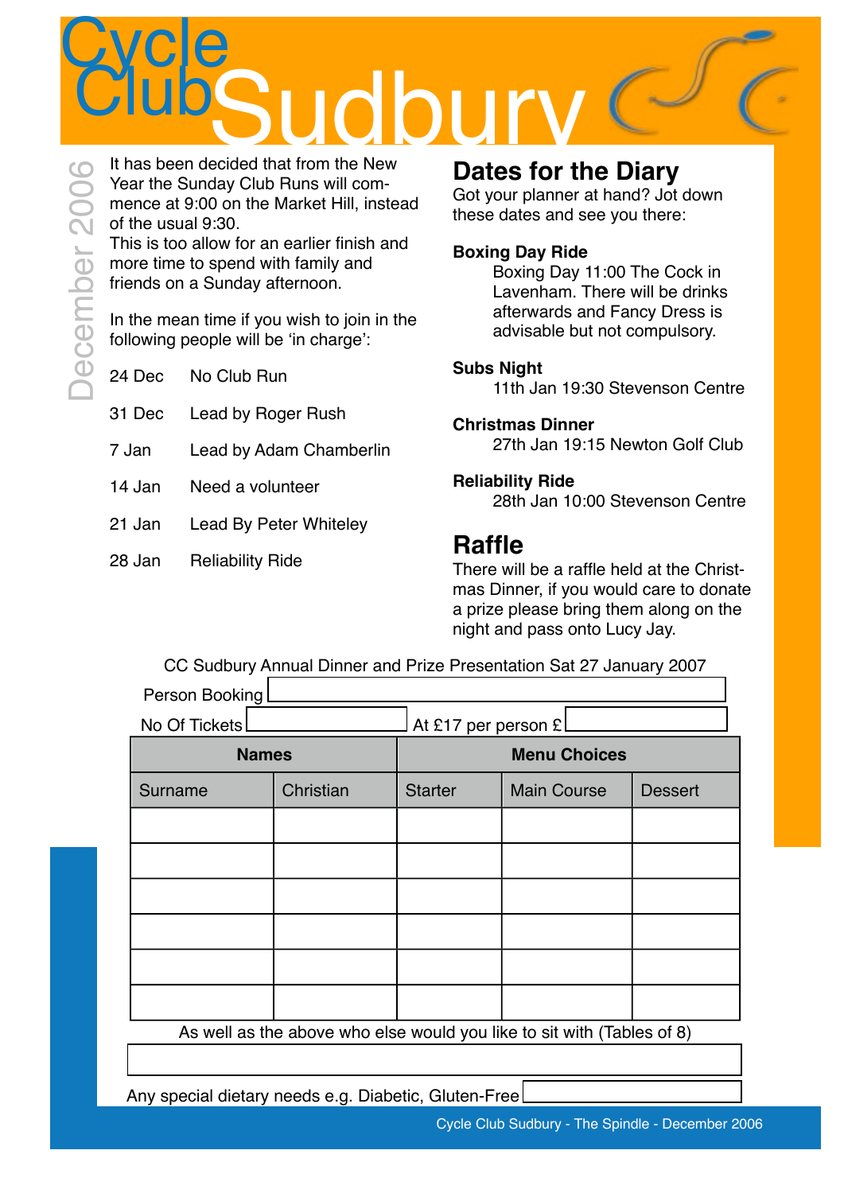# Cycle Club Sudbury

December 2006

It has been decided that from the New Year the Sunday Club Runs will commence at 9:00 on the Market Hill, instead of the usual 9:30.
This is too allow for an earlier finish and more time to spend with family and friends on a Sunday afternoon.

In the mean time if you wish to join in the following people will be 'in charge':

| | |
|---|---|
| 24 Dec | No Club Run |
| 31 Dec | Lead by Roger Rush |
| 7 Jan | Lead by Adam Chamberlin |
| 14 Jan | Need a volunteer |
| 21 Jan | Lead By Peter Whiteley |
| 28 Jan | Reliability Ride |

## Dates for the Diary

Got your planner at hand? Jot down these dates and see you there:

**Boxing Day Ride**
Boxing Day 11:00 The Cock in Lavenham. There will be drinks afterwards and Fancy Dress is advisable but not compulsory.

**Subs Night**
11th Jan 19:30 Stevenson Centre

**Christmas Dinner**
27th Jan 19:15 Newton Golf Club

**Reliability Ride**
28th Jan 10:00 Stevenson Centre

## Raffle

There will be a raffle held at the Christmas Dinner, if you would care to donate a prize please bring them along on the night and pass onto Lucy Jay.

CC Sudbury Annual Dinner and Prize Presentation Sat 27 January 2007

Person Booking

No Of Tickets ____ At £17 per person £ ____

| Names | | Menu Choices | | |
|---|---|---|---|---|
| Surname | Christian | Starter | Main Course | Dessert |
| | | | | |
| | | | | |
| | | | | |
| | | | | |
| | | | | |
| | | | | |

As well as the above who else would you like to sit with (Tables of 8)

Any special dietary needs e.g. Diabetic, Gluten-Free